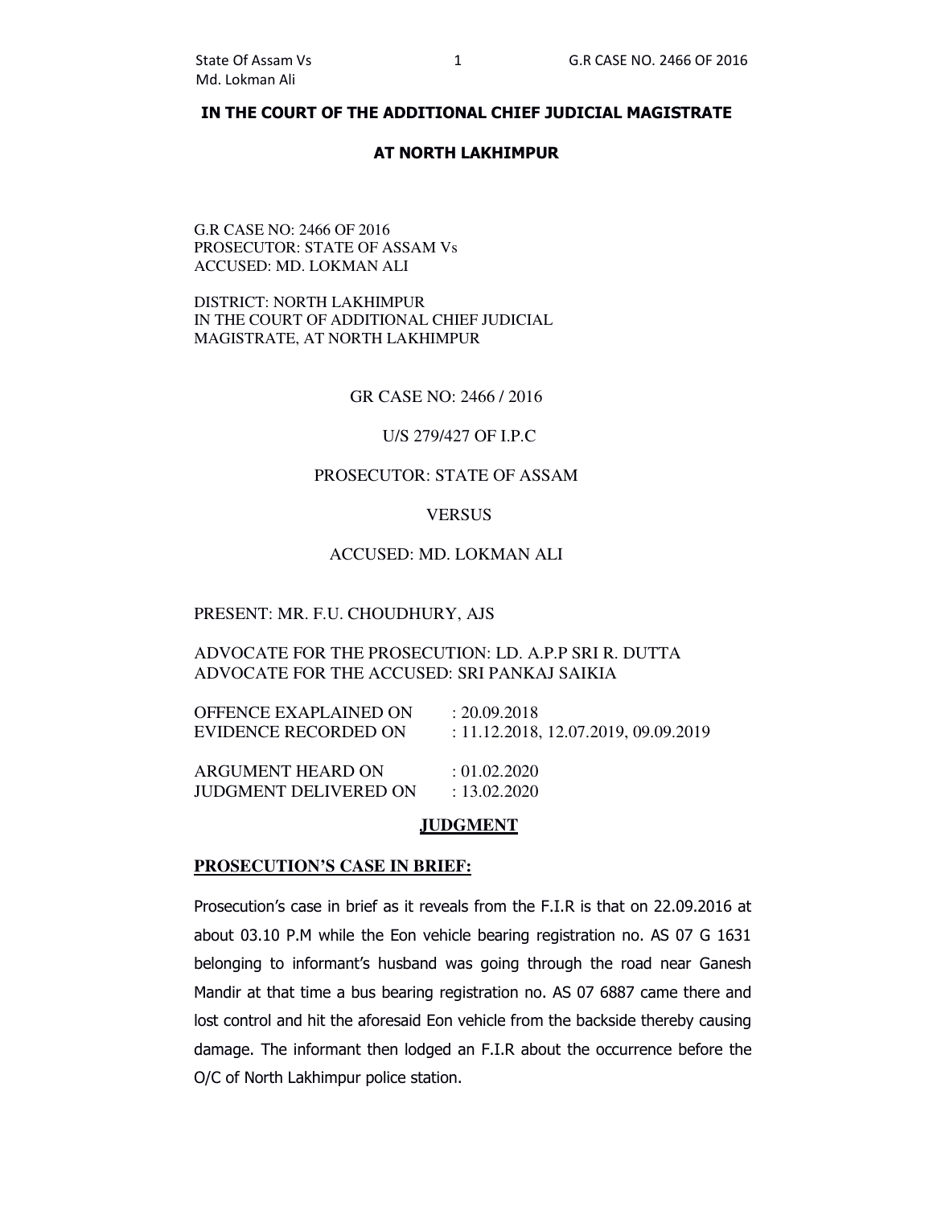## IN THE COURT OF THE ADDITIONAL CHIEF JUDICIAL MAGISTRATE

## AT NORTH LAKHIMPUR

G.R CASE NO: 2466 OF 2016
PROSECUTOR: STATE OF ASSAM Vs
ACCUSED: MD. LOKMAN ALI

DISTRICT: NORTH LAKHIMPUR
IN THE COURT OF ADDITIONAL CHIEF JUDICIAL MAGISTRATE, AT NORTH LAKHIMPUR

GR CASE NO: 2466 / 2016

U/S 279/427 OF I.P.C

PROSECUTOR: STATE OF ASSAM

VERSUS

ACCUSED: MD. LOKMAN ALI

PRESENT: MR. F.U. CHOUDHURY, AJS

ADVOCATE FOR THE PROSECUTION: LD. A.P.P SRI R. DUTTA
ADVOCATE FOR THE ACCUSED: SRI PANKAJ SAIKIA

OFFENCE EXAPLAINED ON : 20.09.2018
EVIDENCE RECORDED ON : 11.12.2018, 12.07.2019, 09.09.2019

ARGUMENT HEARD ON : 01.02.2020
JUDGMENT DELIVERED ON : 13.02.2020

## JUDGMENT

### PROSECUTION'S CASE IN BRIEF:

Prosecution's case in brief as it reveals from the F.I.R is that on 22.09.2016 at about 03.10 P.M while the Eon vehicle bearing registration no. AS 07 G 1631 belonging to informant's husband was going through the road near Ganesh Mandir at that time a bus bearing registration no. AS 07 6887 came there and lost control and hit the aforesaid Eon vehicle from the backside thereby causing damage. The informant then lodged an F.I.R about the occurrence before the O/C of North Lakhimpur police station.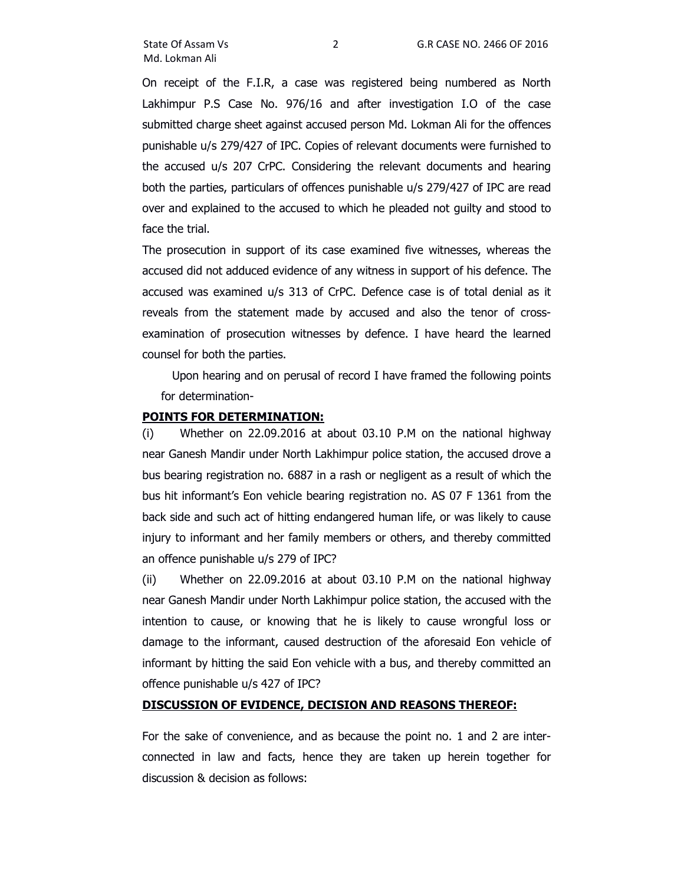On receipt of the F.I.R, a case was registered being numbered as North Lakhimpur P.S Case No. 976/16 and after investigation I.O of the case submitted charge sheet against accused person Md. Lokman Ali for the offences punishable u/s 279/427 of IPC. Copies of relevant documents were furnished to the accused u/s 207 CrPC. Considering the relevant documents and hearing both the parties, particulars of offences punishable u/s 279/427 of IPC are read over and explained to the accused to which he pleaded not guilty and stood to face the trial.

The prosecution in support of its case examined five witnesses, whereas the accused did not adduced evidence of any witness in support of his defence. The accused was examined u/s 313 of CrPC. Defence case is of total denial as it reveals from the statement made by accused and also the tenor of cross-examination of prosecution witnesses by defence. I have heard the learned counsel for both the parties.

Upon hearing and on perusal of record I have framed the following points for determination-

**POINTS FOR DETERMINATION:**

(i) Whether on 22.09.2016 at about 03.10 P.M on the national highway near Ganesh Mandir under North Lakhimpur police station, the accused drove a bus bearing registration no. 6887 in a rash or negligent as a result of which the bus hit informant's Eon vehicle bearing registration no. AS 07 F 1361 from the back side and such act of hitting endangered human life, or was likely to cause injury to informant and her family members or others, and thereby committed an offence punishable u/s 279 of IPC?

(ii) Whether on 22.09.2016 at about 03.10 P.M on the national highway near Ganesh Mandir under North Lakhimpur police station, the accused with the intention to cause, or knowing that he is likely to cause wrongful loss or damage to the informant, caused destruction of the aforesaid Eon vehicle of informant by hitting the said Eon vehicle with a bus, and thereby committed an offence punishable u/s 427 of IPC?

**DISCUSSION OF EVIDENCE, DECISION AND REASONS THEREOF:**

For the sake of convenience, and as because the point no. 1 and 2 are inter-connected in law and facts, hence they are taken up herein together for discussion & decision as follows: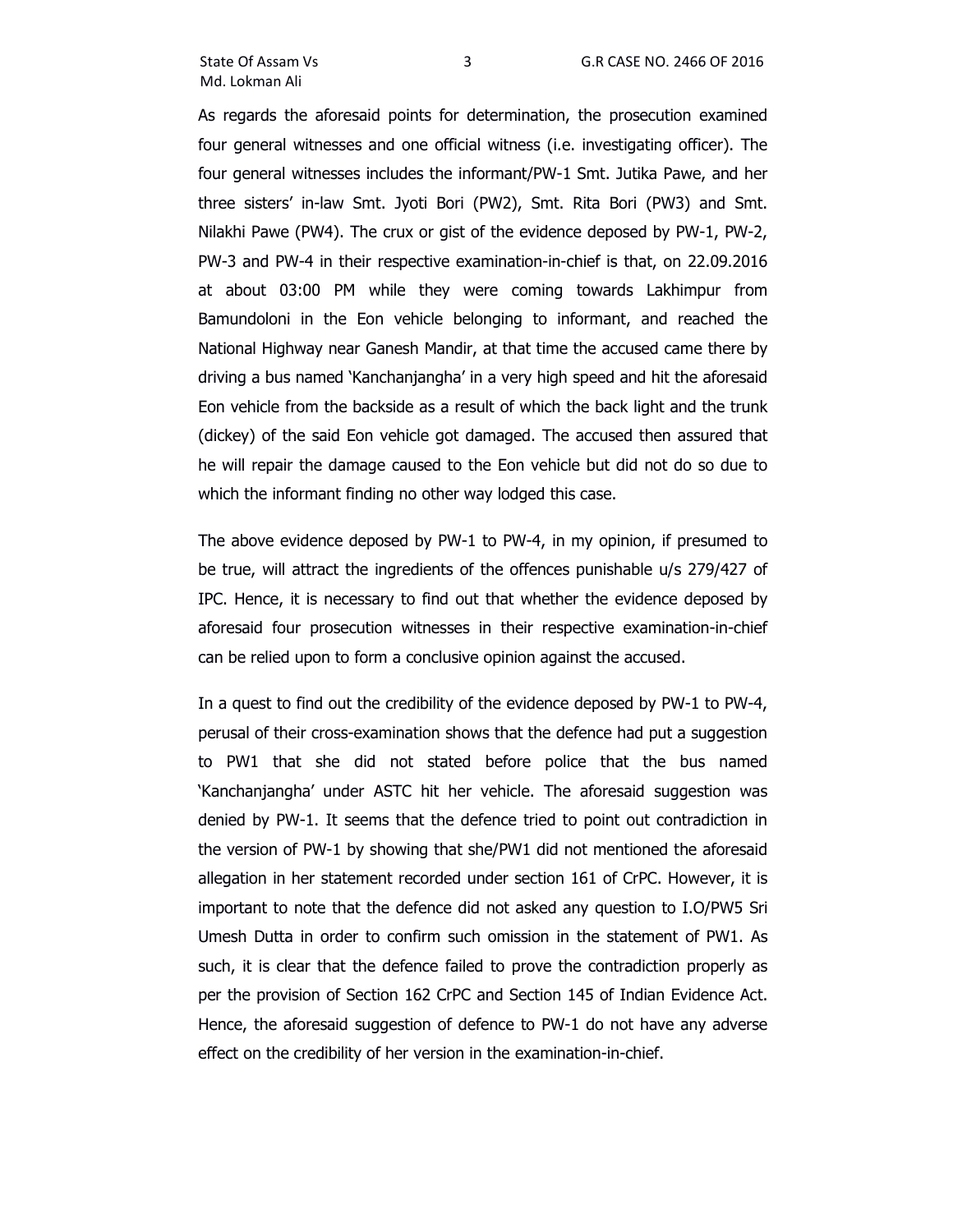As regards the aforesaid points for determination, the prosecution examined four general witnesses and one official witness (i.e. investigating officer). The four general witnesses includes the informant/PW-1 Smt. Jutika Pawe, and her three sisters' in-law Smt. Jyoti Bori (PW2), Smt. Rita Bori (PW3) and Smt. Nilakhi Pawe (PW4). The crux or gist of the evidence deposed by PW-1, PW-2, PW-3 and PW-4 in their respective examination-in-chief is that, on 22.09.2016 at about 03:00 PM while they were coming towards Lakhimpur from Bamundoloni in the Eon vehicle belonging to informant, and reached the National Highway near Ganesh Mandir, at that time the accused came there by driving a bus named 'Kanchanjangha' in a very high speed and hit the aforesaid Eon vehicle from the backside as a result of which the back light and the trunk (dickey) of the said Eon vehicle got damaged. The accused then assured that he will repair the damage caused to the Eon vehicle but did not do so due to which the informant finding no other way lodged this case.

The above evidence deposed by PW-1 to PW-4, in my opinion, if presumed to be true, will attract the ingredients of the offences punishable u/s 279/427 of IPC. Hence, it is necessary to find out that whether the evidence deposed by aforesaid four prosecution witnesses in their respective examination-in-chief can be relied upon to form a conclusive opinion against the accused.

In a quest to find out the credibility of the evidence deposed by PW-1 to PW-4, perusal of their cross-examination shows that the defence had put a suggestion to PW1 that she did not stated before police that the bus named 'Kanchanjangha' under ASTC hit her vehicle. The aforesaid suggestion was denied by PW-1. It seems that the defence tried to point out contradiction in the version of PW-1 by showing that she/PW1 did not mentioned the aforesaid allegation in her statement recorded under section 161 of CrPC. However, it is important to note that the defence did not asked any question to I.O/PW5 Sri Umesh Dutta in order to confirm such omission in the statement of PW1. As such, it is clear that the defence failed to prove the contradiction properly as per the provision of Section 162 CrPC and Section 145 of Indian Evidence Act. Hence, the aforesaid suggestion of defence to PW-1 do not have any adverse effect on the credibility of her version in the examination-in-chief.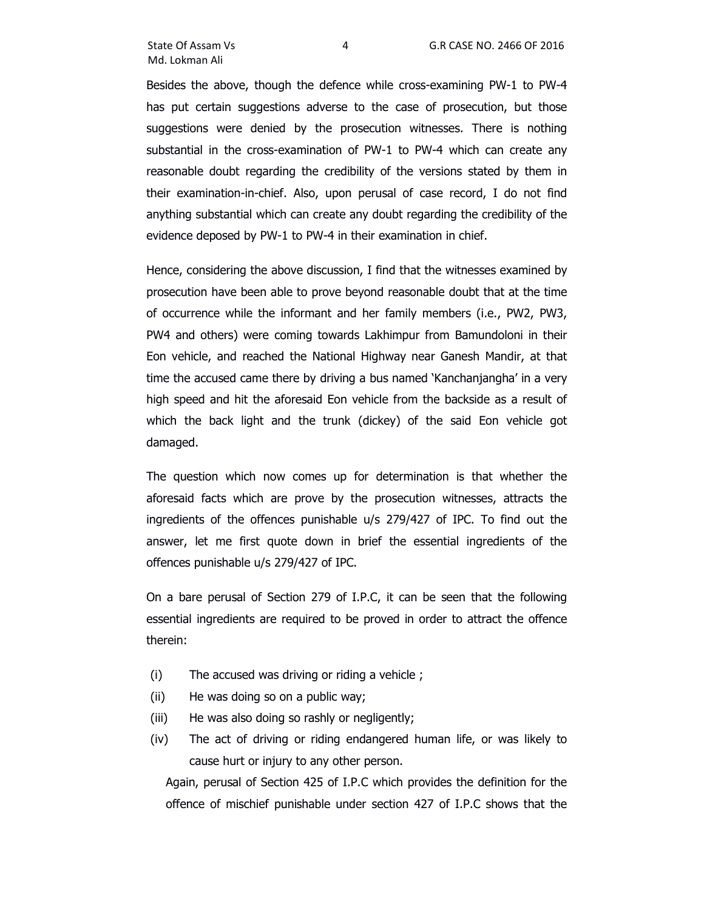Besides the above, though the defence while cross-examining PW-1 to PW-4 has put certain suggestions adverse to the case of prosecution, but those suggestions were denied by the prosecution witnesses. There is nothing substantial in the cross-examination of PW-1 to PW-4 which can create any reasonable doubt regarding the credibility of the versions stated by them in their examination-in-chief. Also, upon perusal of case record, I do not find anything substantial which can create any doubt regarding the credibility of the evidence deposed by PW-1 to PW-4 in their examination in chief.

Hence, considering the above discussion, I find that the witnesses examined by prosecution have been able to prove beyond reasonable doubt that at the time of occurrence while the informant and her family members (i.e., PW2, PW3, PW4 and others) were coming towards Lakhimpur from Bamundoloni in their Eon vehicle, and reached the National Highway near Ganesh Mandir, at that time the accused came there by driving a bus named 'Kanchanjangha' in a very high speed and hit the aforesaid Eon vehicle from the backside as a result of which the back light and the trunk (dickey) of the said Eon vehicle got damaged.

The question which now comes up for determination is that whether the aforesaid facts which are prove by the prosecution witnesses, attracts the ingredients of the offences punishable u/s 279/427 of IPC. To find out the answer, let me first quote down in brief the essential ingredients of the offences punishable u/s 279/427 of IPC.

On a bare perusal of Section 279 of I.P.C, it can be seen that the following essential ingredients are required to be proved in order to attract the offence therein:

- (i) The accused was driving or riding a vehicle ;
- (ii) He was doing so on a public way;
- (iii) He was also doing so rashly or negligently;
- (iv) The act of driving or riding endangered human life, or was likely to cause hurt or injury to any other person.

Again, perusal of Section 425 of I.P.C which provides the definition for the offence of mischief punishable under section 427 of I.P.C shows that the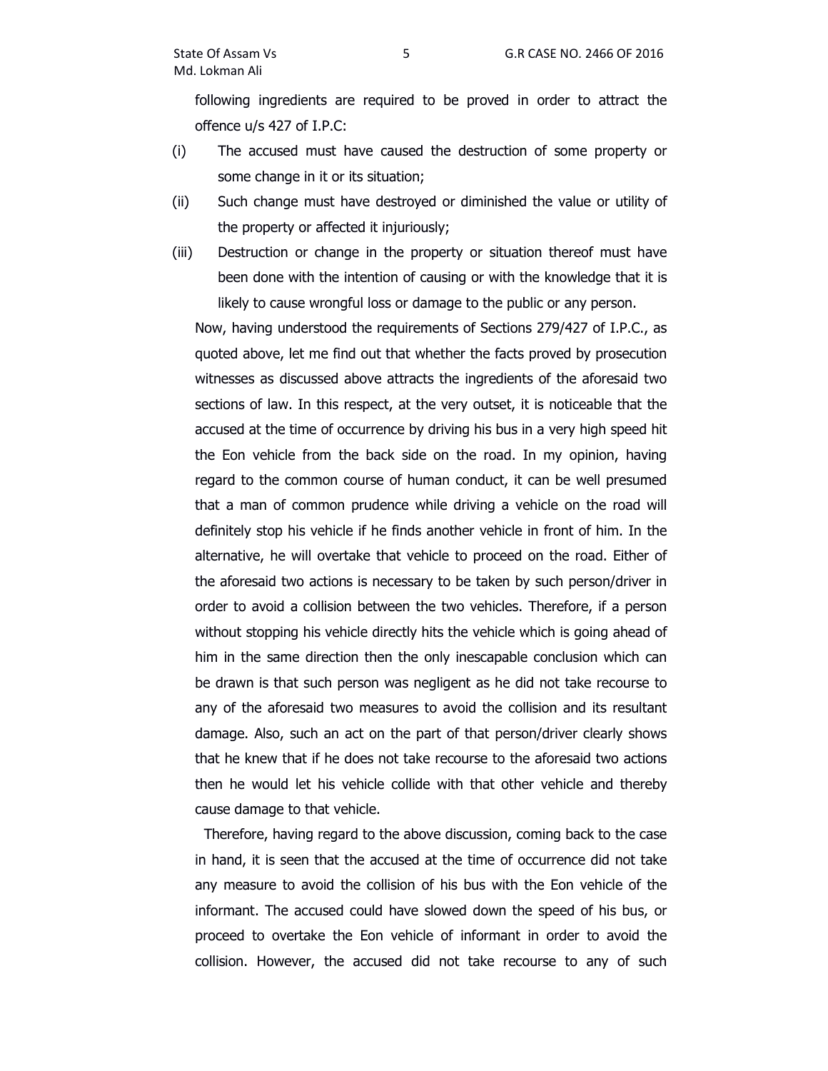following ingredients are required to be proved in order to attract the offence u/s 427 of I.P.C:

(i) The accused must have caused the destruction of some property or some change in it or its situation;

(ii) Such change must have destroyed or diminished the value or utility of the property or affected it injuriously;

(iii) Destruction or change in the property or situation thereof must have been done with the intention of causing or with the knowledge that it is likely to cause wrongful loss or damage to the public or any person.

Now, having understood the requirements of Sections 279/427 of I.P.C., as quoted above, let me find out that whether the facts proved by prosecution witnesses as discussed above attracts the ingredients of the aforesaid two sections of law. In this respect, at the very outset, it is noticeable that the accused at the time of occurrence by driving his bus in a very high speed hit the Eon vehicle from the back side on the road. In my opinion, having regard to the common course of human conduct, it can be well presumed that a man of common prudence while driving a vehicle on the road will definitely stop his vehicle if he finds another vehicle in front of him. In the alternative, he will overtake that vehicle to proceed on the road. Either of the aforesaid two actions is necessary to be taken by such person/driver in order to avoid a collision between the two vehicles. Therefore, if a person without stopping his vehicle directly hits the vehicle which is going ahead of him in the same direction then the only inescapable conclusion which can be drawn is that such person was negligent as he did not take recourse to any of the aforesaid two measures to avoid the collision and its resultant damage. Also, such an act on the part of that person/driver clearly shows that he knew that if he does not take recourse to the aforesaid two actions then he would let his vehicle collide with that other vehicle and thereby cause damage to that vehicle.

Therefore, having regard to the above discussion, coming back to the case in hand, it is seen that the accused at the time of occurrence did not take any measure to avoid the collision of his bus with the Eon vehicle of the informant. The accused could have slowed down the speed of his bus, or proceed to overtake the Eon vehicle of informant in order to avoid the collision. However, the accused did not take recourse to any of such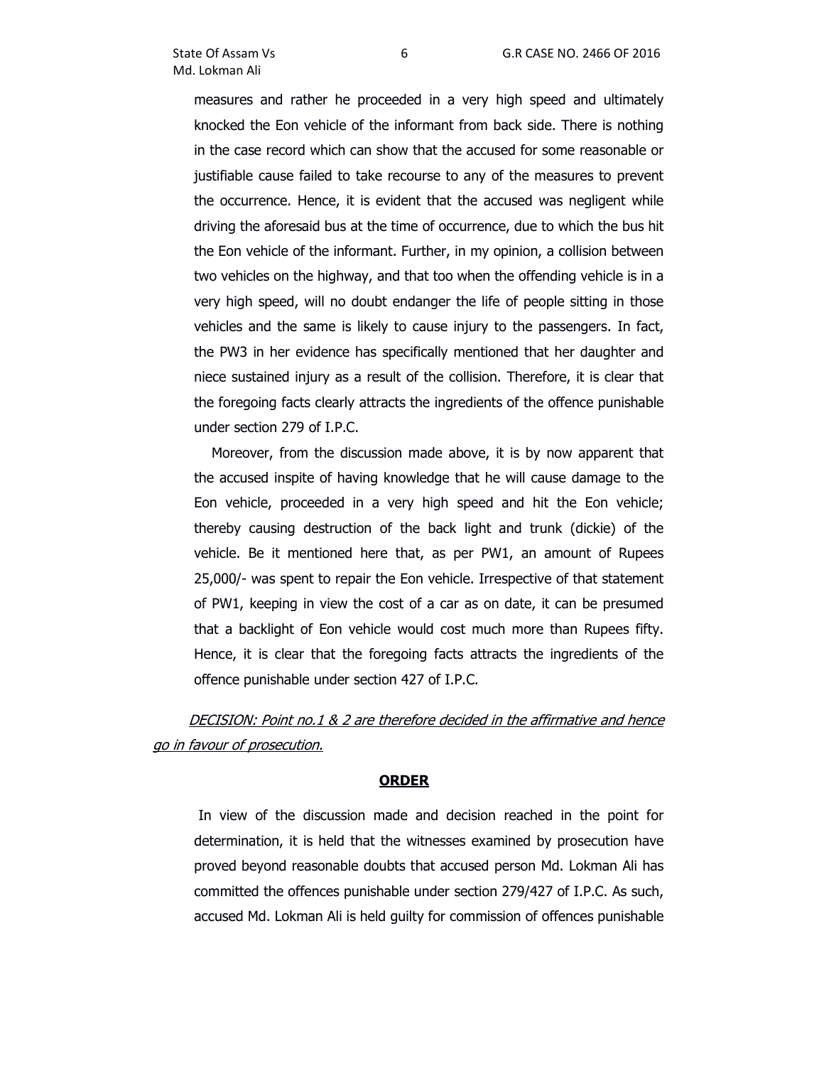measures and rather he proceeded in a very high speed and ultimately knocked the Eon vehicle of the informant from back side. There is nothing in the case record which can show that the accused for some reasonable or justifiable cause failed to take recourse to any of the measures to prevent the occurrence. Hence, it is evident that the accused was negligent while driving the aforesaid bus at the time of occurrence, due to which the bus hit the Eon vehicle of the informant. Further, in my opinion, a collision between two vehicles on the highway, and that too when the offending vehicle is in a very high speed, will no doubt endanger the life of people sitting in those vehicles and the same is likely to cause injury to the passengers. In fact, the PW3 in her evidence has specifically mentioned that her daughter and niece sustained injury as a result of the collision. Therefore, it is clear that the foregoing facts clearly attracts the ingredients of the offence punishable under section 279 of I.P.C.

Moreover, from the discussion made above, it is by now apparent that the accused inspite of having knowledge that he will cause damage to the Eon vehicle, proceeded in a very high speed and hit the Eon vehicle; thereby causing destruction of the back light and trunk (dickie) of the vehicle. Be it mentioned here that, as per PW1, an amount of Rupees 25,000/- was spent to repair the Eon vehicle. Irrespective of that statement of PW1, keeping in view the cost of a car as on date, it can be presumed that a backlight of Eon vehicle would cost much more than Rupees fifty. Hence, it is clear that the foregoing facts attracts the ingredients of the offence punishable under section 427 of I.P.C.

*DECISION: Point no.1 & 2 are therefore decided in the affirmative and hence go in favour of prosecution.*

## ORDER

In view of the discussion made and decision reached in the point for determination, it is held that the witnesses examined by prosecution have proved beyond reasonable doubts that accused person Md. Lokman Ali has committed the offences punishable under section 279/427 of I.P.C. As such, accused Md. Lokman Ali is held guilty for commission of offences punishable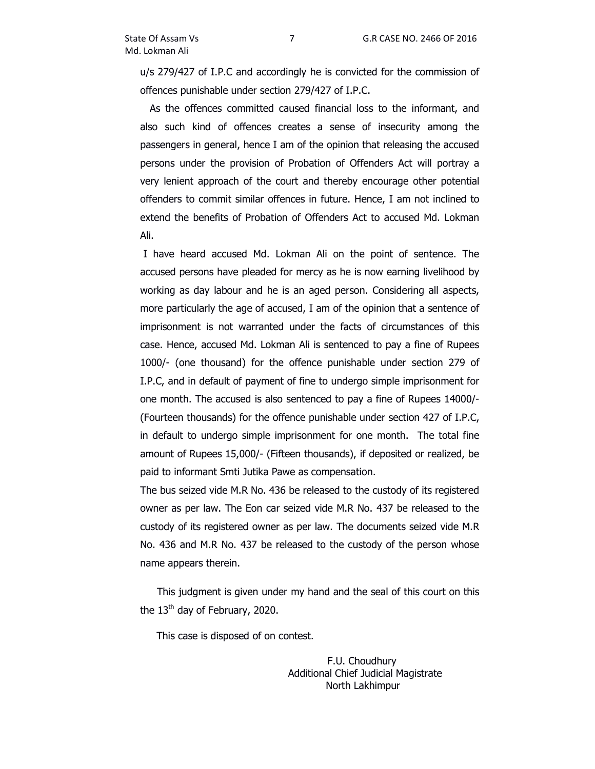u/s 279/427 of I.P.C and accordingly he is convicted for the commission of offences punishable under section 279/427 of I.P.C.

As the offences committed caused financial loss to the informant, and also such kind of offences creates a sense of insecurity among the passengers in general, hence I am of the opinion that releasing the accused persons under the provision of Probation of Offenders Act will portray a very lenient approach of the court and thereby encourage other potential offenders to commit similar offences in future. Hence, I am not inclined to extend the benefits of Probation of Offenders Act to accused Md. Lokman Ali.

I have heard accused Md. Lokman Ali on the point of sentence. The accused persons have pleaded for mercy as he is now earning livelihood by working as day labour and he is an aged person. Considering all aspects, more particularly the age of accused, I am of the opinion that a sentence of imprisonment is not warranted under the facts of circumstances of this case. Hence, accused Md. Lokman Ali is sentenced to pay a fine of Rupees 1000/- (one thousand) for the offence punishable under section 279 of I.P.C, and in default of payment of fine to undergo simple imprisonment for one month. The accused is also sentenced to pay a fine of Rupees 14000/- (Fourteen thousands) for the offence punishable under section 427 of I.P.C, in default to undergo simple imprisonment for one month. The total fine amount of Rupees 15,000/- (Fifteen thousands), if deposited or realized, be paid to informant Smti Jutika Pawe as compensation.

The bus seized vide M.R No. 436 be released to the custody of its registered owner as per law. The Eon car seized vide M.R No. 437 be released to the custody of its registered owner as per law. The documents seized vide M.R No. 436 and M.R No. 437 be released to the custody of the person whose name appears therein.

This judgment is given under my hand and the seal of this court on this the 13th day of February, 2020.

This case is disposed of on contest.

F.U. Choudhury
Additional Chief Judicial Magistrate
North Lakhimpur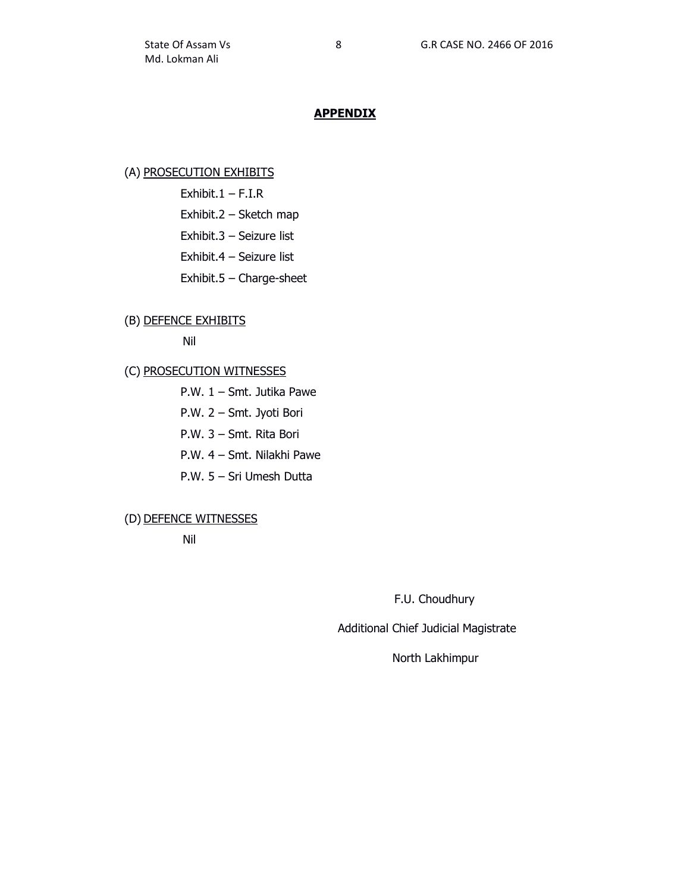## APPENDIX

(A) PROSECUTION EXHIBITS

- Exhibit.1 – F.I.R
- Exhibit.2 – Sketch map
- Exhibit.3 – Seizure list
- Exhibit.4 – Seizure list
- Exhibit.5 – Charge-sheet

(B) DEFENCE EXHIBITS

Nil

(C) PROSECUTION WITNESSES

- P.W. 1 – Smt. Jutika Pawe
- P.W. 2 – Smt. Jyoti Bori
- P.W. 3 – Smt. Rita Bori
- P.W. 4 – Smt. Nilakhi Pawe
- P.W. 5 – Sri Umesh Dutta

(D) DEFENCE WITNESSES

Nil

F.U. Choudhury

Additional Chief Judicial Magistrate

North Lakhimpur